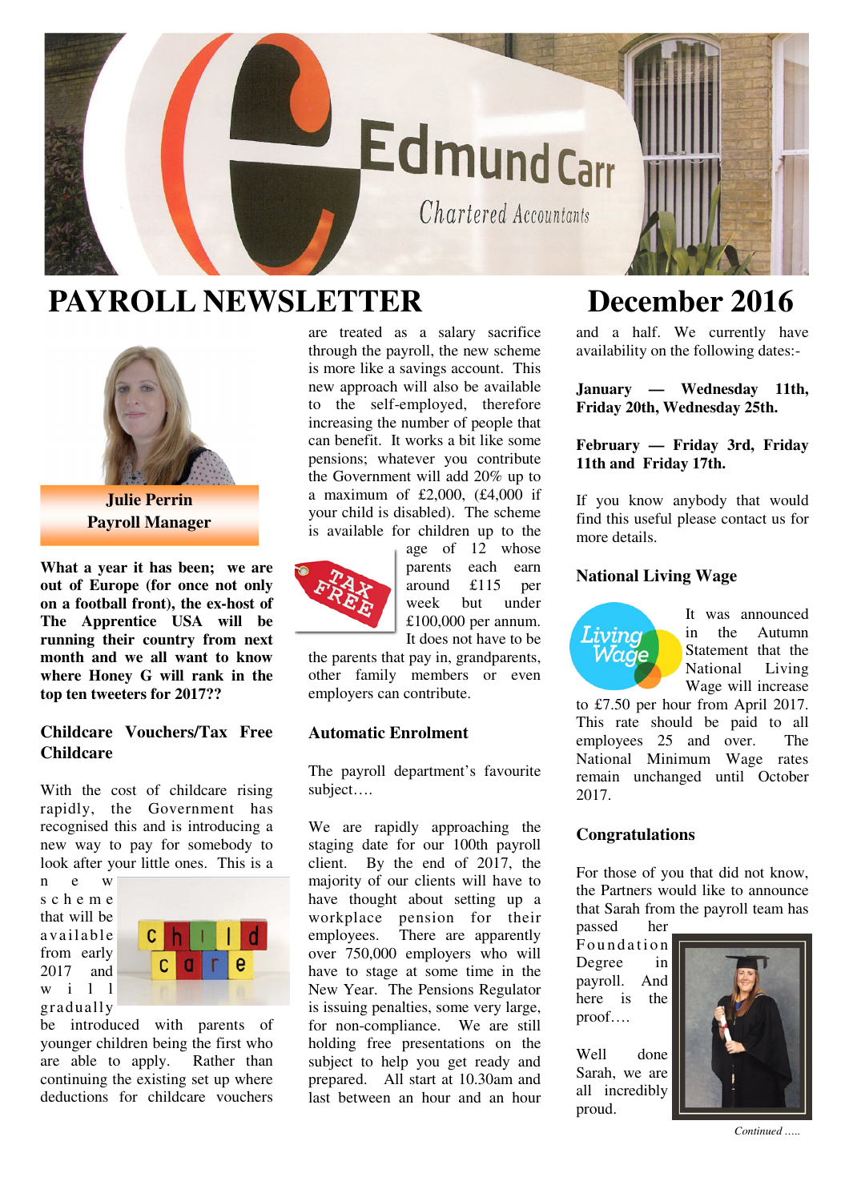# PAYROLL NEWSLETTER

# December 2016

**Julie Perrin**
**Payroll Manager**

**What a year it has been; we are out of Europe (for once not only on a football front), the ex-host of The Apprentice USA will be running their country from next month and we all want to know where Honey G will rank in the top ten tweeters for 2017??**

## Childcare Vouchers/Tax Free Childcare

With the cost of childcare rising rapidly, the Government has recognised this and is introducing a new way to pay for somebody to look after your little ones. This is a new scheme that will be available from early 2017 and will gradually be introduced with parents of younger children being the first who are able to apply. Rather than continuing the existing set up where deductions for childcare vouchers are treated as a salary sacrifice through the payroll, the new scheme is more like a savings account. This new approach will also be available to the self-employed, therefore increasing the number of people that can benefit. It works a bit like some pensions; whatever you contribute the Government will add 20% up to a maximum of £2,000, (£4,000 if your child is disabled). The scheme is available for children up to the age of 12 whose parents each earn around £115 per week but under £100,000 per annum. It does not have to be the parents that pay in, grandparents, other family members or even employers can contribute.

## Automatic Enrolment

The payroll department's favourite subject….

We are rapidly approaching the staging date for our 100th payroll client. By the end of 2017, the majority of our clients will have to have thought about setting up a workplace pension for their employees. There are apparently over 750,000 employers who will have to stage at some time in the New Year. The Pensions Regulator is issuing penalties, some very large, for non-compliance. We are still holding free presentations on the subject to help you get ready and prepared. All start at 10.30am and last between an hour and an hour and a half. We currently have availability on the following dates:-

**January — Wednesday 11th, Friday 20th, Wednesday 25th.**

**February — Friday 3rd, Friday 11th and Friday 17th.**

If you know anybody that would find this useful please contact us for more details.

## National Living Wage

It was announced in the Autumn Statement that the National Living Wage will increase to £7.50 per hour from April 2017. This rate should be paid to all employees 25 and over. The National Minimum Wage rates remain unchanged until October 2017.

## Congratulations

For those of you that did not know, the Partners would like to announce that Sarah from the payroll team has passed her Foundation Degree in payroll. And here is the proof….

Well done Sarah, we are all incredibly proud.

*Continued …..*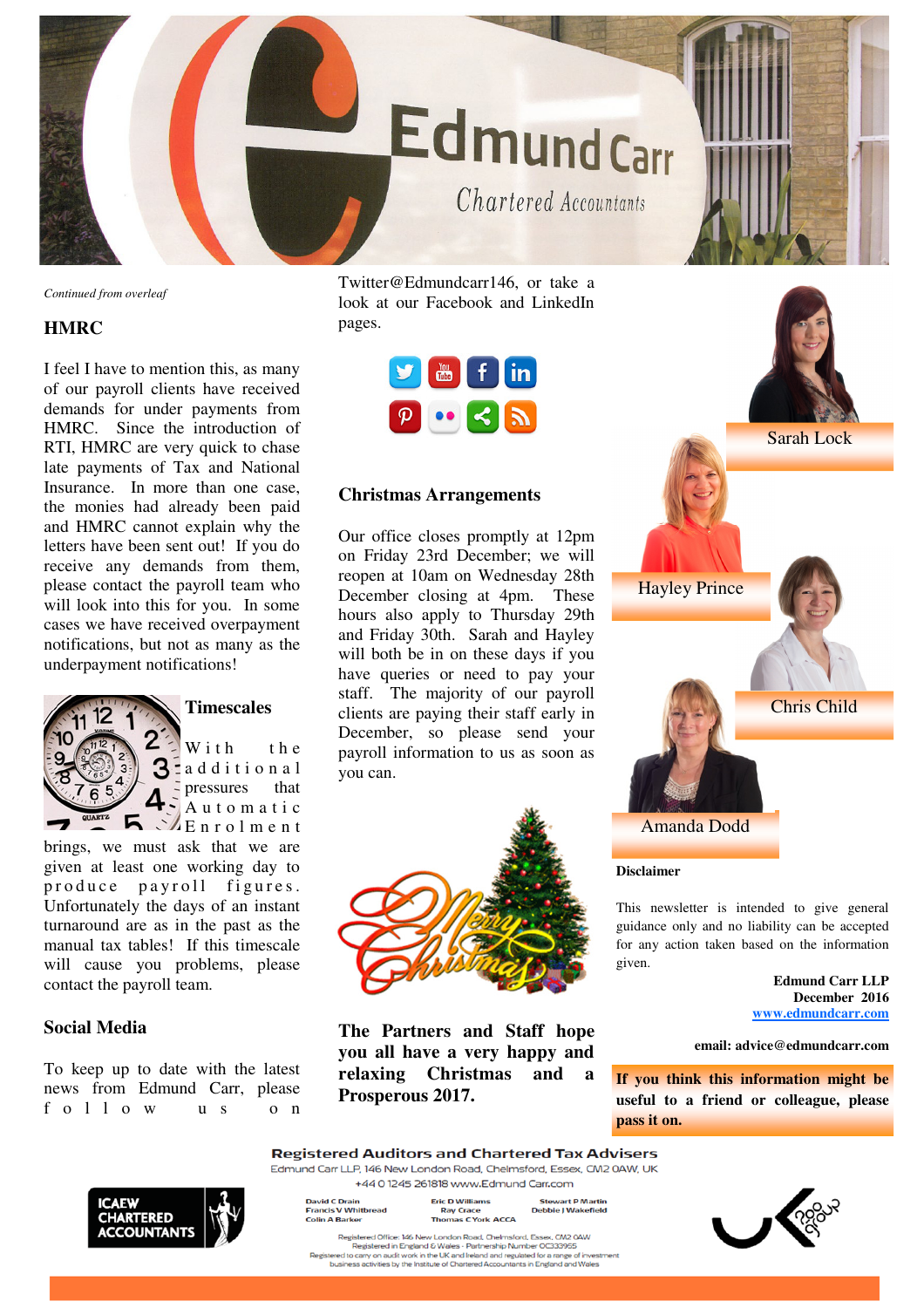Edmund Carr

Chartered Accountants

*Continued from overleaf*

## HMRC

I feel I have to mention this, as many of our payroll clients have received demands for under payments from HMRC. Since the introduction of RTI, HMRC are very quick to chase late payments of Tax and National Insurance. In more than one case, the monies had already been paid and HMRC cannot explain why the letters have been sent out! If you do receive any demands from them, please contact the payroll team who will look into this for you. In some cases we have received overpayment notifications, but not as many as the underpayment notifications!

## Timescales

With the additional pressures that Automatic Enrolment brings, we must ask that we are given at least one working day to produce payroll figures. Unfortunately the days of an instant turnaround are as in the past as the manual tax tables! If this timescale will cause you problems, please contact the payroll team.

## Social Media

To keep up to date with the latest news from Edmund Carr, please follow us on Twitter@Edmundcarr146, or take a look at our Facebook and LinkedIn pages.

## Christmas Arrangements

Our office closes promptly at 12pm on Friday 23rd December; we will reopen at 10am on Wednesday 28th December closing at 4pm. These hours also apply to Thursday 29th and Friday 30th. Sarah and Hayley will both be in on these days if you have queries or need to pay your staff. The majority of our payroll clients are paying their staff early in December, so please send your payroll information to us as soon as you can.

Merry Christmas

**The Partners and Staff hope you all have a very happy and relaxing Christmas and a Prosperous 2017.**

Sarah Lock

Hayley Prince

Chris Child

Amanda Dodd

**Disclaimer**

This newsletter is intended to give general guidance only and no liability can be accepted for any action taken based on the information given.

**Edmund Carr LLP**
**December 2016**
**www.edmundcarr.com**

**email: advice@edmundcarr.com**

**If you think this information might be useful to a friend or colleague, please pass it on.**

**Registered Auditors and Chartered Tax Advisers**

Edmund Carr LLP, 146 New London Road, Chelmsford, Essex, CM2 0AW, UK

+44 0 1245 261818 www.Edmund Carr.com

ICAEW CHARTERED ACCOUNTANTS

| | | |
|---|---|---|
| David C Drain | Eric D Williams | Stewart P Martin |
| Francis V Whitbread | Ray Crace | Debbie J Wakefield |
| Colin A Barker | Thomas C York ACCA | |

Registered Office: 146 New London Road, Chelmsford, Essex, CM2 0AW
Registered in England & Wales - Partnership Number OC333955
Registered to carry on audit work in the UK and Ireland and regulated for a range of investment business activities by the Institute of Chartered Accountants in England and Wales